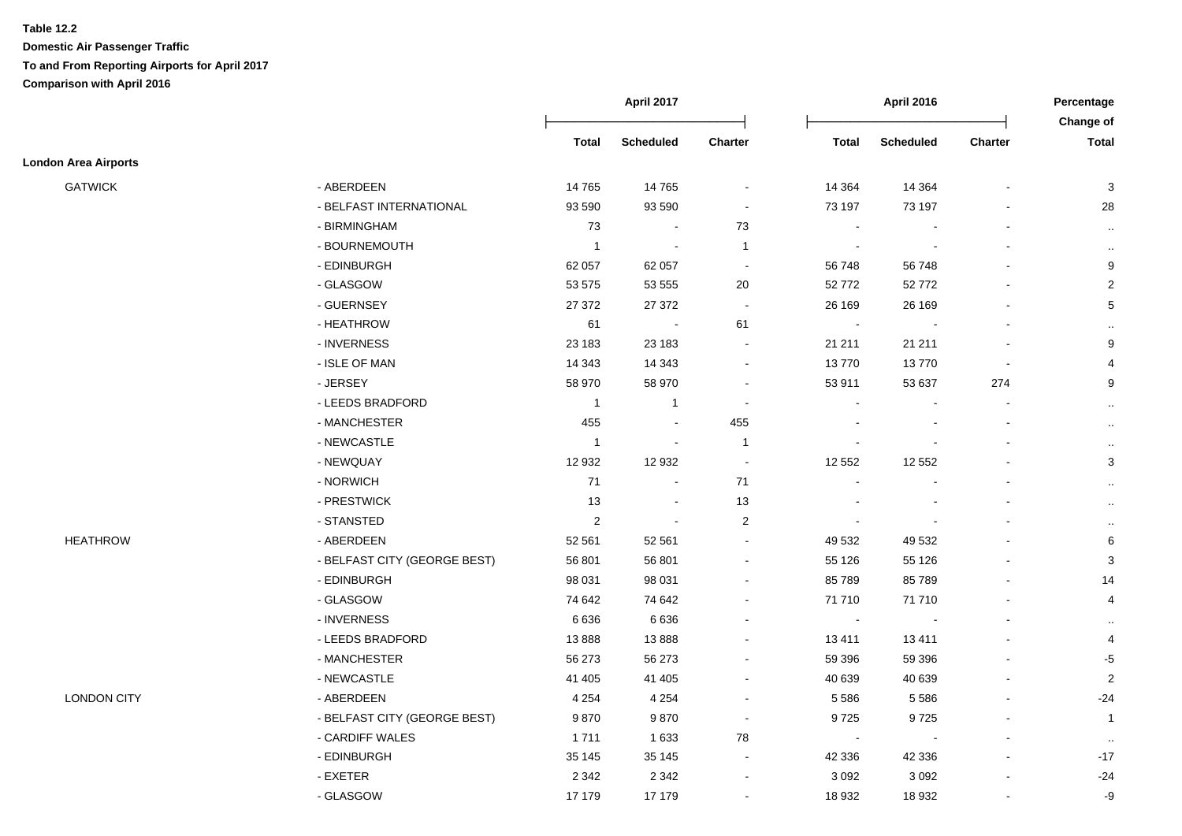**Table 12.2**

**Domestic Air Passenger Traffic**

**To and From Reporting Airports for April 2017**

**Comparison with April 2016**

| | | April 2017 | | | April 2016 | | | Percentage Change of |
|---|---|---|---|---|---|---|---|---|
| | | Total | Scheduled | Charter | Total | Scheduled | Charter | Total |
| **London Area Airports** | | | | | | | | |
| GATWICK | - ABERDEEN | 14 765 | 14 765 | - | 14 364 | 14 364 | - | 3 |
| | - BELFAST INTERNATIONAL | 93 590 | 93 590 | - | 73 197 | 73 197 | - | 28 |
| | - BIRMINGHAM | 73 | - | 73 | - | - | - | .. |
| | - BOURNEMOUTH | 1 | - | 1 | - | - | - | .. |
| | - EDINBURGH | 62 057 | 62 057 | - | 56 748 | 56 748 | - | 9 |
| | - GLASGOW | 53 575 | 53 555 | 20 | 52 772 | 52 772 | - | 2 |
| | - GUERNSEY | 27 372 | 27 372 | - | 26 169 | 26 169 | - | 5 |
| | - HEATHROW | 61 | - | 61 | - | - | - | .. |
| | - INVERNESS | 23 183 | 23 183 | - | 21 211 | 21 211 | - | 9 |
| | - ISLE OF MAN | 14 343 | 14 343 | - | 13 770 | 13 770 | - | 4 |
| | - JERSEY | 58 970 | 58 970 | - | 53 911 | 53 637 | 274 | 9 |
| | - LEEDS BRADFORD | 1 | 1 | - | - | - | - | .. |
| | - MANCHESTER | 455 | - | 455 | - | - | - | .. |
| | - NEWCASTLE | 1 | - | 1 | - | - | - | .. |
| | - NEWQUAY | 12 932 | 12 932 | - | 12 552 | 12 552 | - | 3 |
| | - NORWICH | 71 | - | 71 | - | - | - | .. |
| | - PRESTWICK | 13 | - | 13 | - | - | - | .. |
| | - STANSTED | 2 | - | 2 | - | - | - | .. |
| HEATHROW | - ABERDEEN | 52 561 | 52 561 | - | 49 532 | 49 532 | - | 6 |
| | - BELFAST CITY (GEORGE BEST) | 56 801 | 56 801 | - | 55 126 | 55 126 | - | 3 |
| | - EDINBURGH | 98 031 | 98 031 | - | 85 789 | 85 789 | - | 14 |
| | - GLASGOW | 74 642 | 74 642 | - | 71 710 | 71 710 | - | 4 |
| | - INVERNESS | 6 636 | 6 636 | - | - | - | - | .. |
| | - LEEDS BRADFORD | 13 888 | 13 888 | - | 13 411 | 13 411 | - | 4 |
| | - MANCHESTER | 56 273 | 56 273 | - | 59 396 | 59 396 | - | -5 |
| | - NEWCASTLE | 41 405 | 41 405 | - | 40 639 | 40 639 | - | 2 |
| LONDON CITY | - ABERDEEN | 4 254 | 4 254 | - | 5 586 | 5 586 | - | -24 |
| | - BELFAST CITY (GEORGE BEST) | 9 870 | 9 870 | - | 9 725 | 9 725 | - | 1 |
| | - CARDIFF WALES | 1 711 | 1 633 | 78 | - | - | - | .. |
| | - EDINBURGH | 35 145 | 35 145 | - | 42 336 | 42 336 | - | -17 |
| | - EXETER | 2 342 | 2 342 | - | 3 092 | 3 092 | - | -24 |
| | - GLASGOW | 17 179 | 17 179 | - | 18 932 | 18 932 | - | -9 |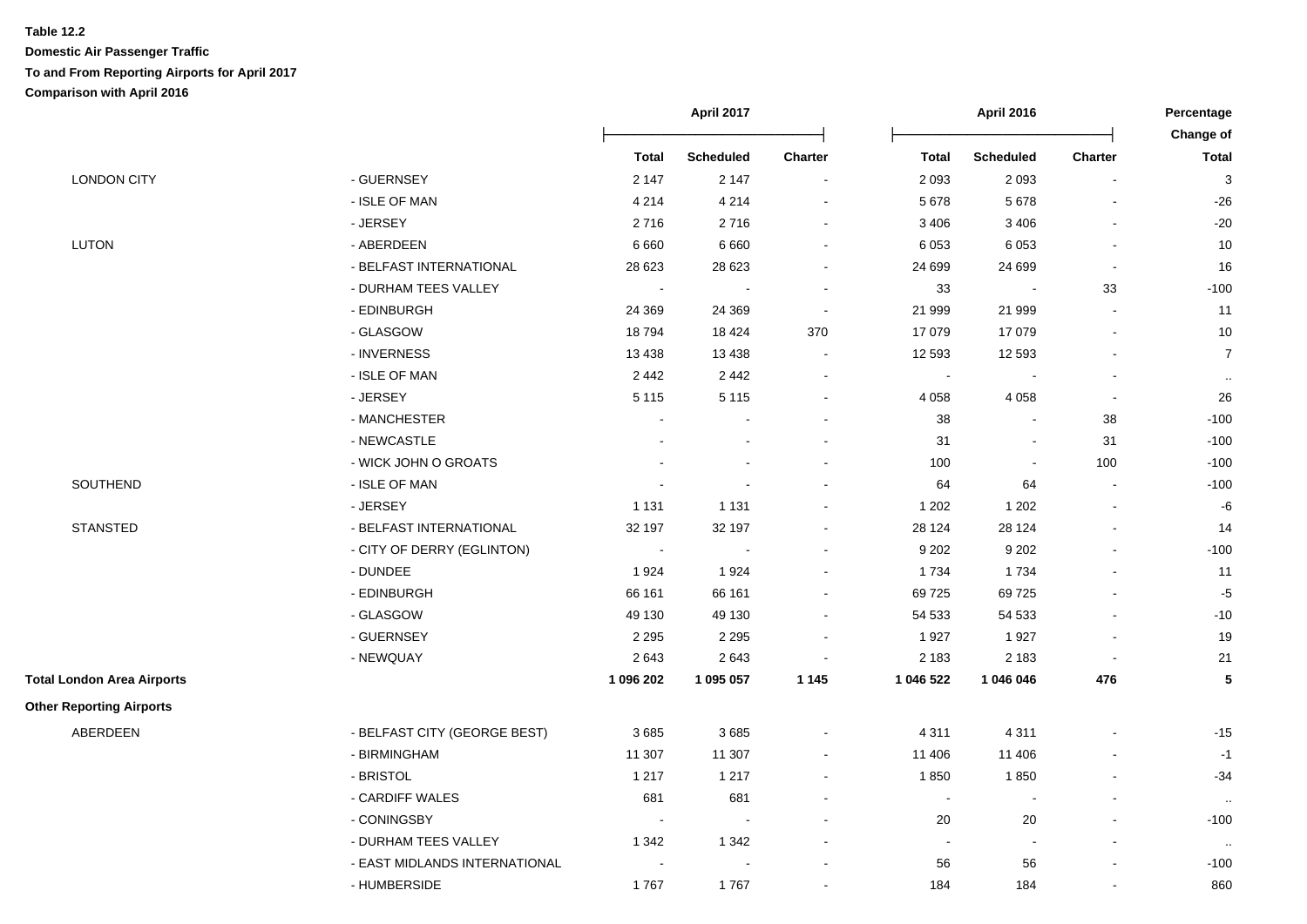**Table 12.2**

**Domestic Air Passenger Traffic**

**To and From Reporting Airports for April 2017**

**Comparison with April 2016**

| | | April 2017 | | | April 2016 | | | Percentage Change of |
|---|---|---|---|---|---|---|---|---|
| | | **Total** | **Scheduled** | **Charter** | **Total** | **Scheduled** | **Charter** | **Total** |
| LONDON CITY | - GUERNSEY | 2 147 | 2 147 | - | 2 093 | 2 093 | - | 3 |
| | - ISLE OF MAN | 4 214 | 4 214 | - | 5 678 | 5 678 | - | -26 |
| | - JERSEY | 2 716 | 2 716 | - | 3 406 | 3 406 | - | -20 |
| LUTON | - ABERDEEN | 6 660 | 6 660 | - | 6 053 | 6 053 | - | 10 |
| | - BELFAST INTERNATIONAL | 28 623 | 28 623 | - | 24 699 | 24 699 | - | 16 |
| | - DURHAM TEES VALLEY | - | - | - | 33 | - | 33 | -100 |
| | - EDINBURGH | 24 369 | 24 369 | - | 21 999 | 21 999 | - | 11 |
| | - GLASGOW | 18 794 | 18 424 | 370 | 17 079 | 17 079 | - | 10 |
| | - INVERNESS | 13 438 | 13 438 | - | 12 593 | 12 593 | - | 7 |
| | - ISLE OF MAN | 2 442 | 2 442 | - | - | - | - | .. |
| | - JERSEY | 5 115 | 5 115 | - | 4 058 | 4 058 | - | 26 |
| | - MANCHESTER | - | - | - | 38 | - | 38 | -100 |
| | - NEWCASTLE | - | - | - | 31 | - | 31 | -100 |
| | - WICK JOHN O GROATS | - | - | - | 100 | - | 100 | -100 |
| SOUTHEND | - ISLE OF MAN | - | - | - | 64 | 64 | - | -100 |
| | - JERSEY | 1 131 | 1 131 | - | 1 202 | 1 202 | - | -6 |
| STANSTED | - BELFAST INTERNATIONAL | 32 197 | 32 197 | - | 28 124 | 28 124 | - | 14 |
| | - CITY OF DERRY (EGLINTON) | - | - | - | 9 202 | 9 202 | - | -100 |
| | - DUNDEE | 1 924 | 1 924 | - | 1 734 | 1 734 | - | 11 |
| | - EDINBURGH | 66 161 | 66 161 | - | 69 725 | 69 725 | - | -5 |
| | - GLASGOW | 49 130 | 49 130 | - | 54 533 | 54 533 | - | -10 |
| | - GUERNSEY | 2 295 | 2 295 | - | 1 927 | 1 927 | - | 19 |
| | - NEWQUAY | 2 643 | 2 643 | - | 2 183 | 2 183 | - | 21 |
| **Total London Area Airports** | | **1 096 202** | **1 095 057** | **1 145** | **1 046 522** | **1 046 046** | **476** | **5** |
| **Other Reporting Airports** | | | | | | | | |
| ABERDEEN | - BELFAST CITY (GEORGE BEST) | 3 685 | 3 685 | - | 4 311 | 4 311 | - | -15 |
| | - BIRMINGHAM | 11 307 | 11 307 | - | 11 406 | 11 406 | - | -1 |
| | - BRISTOL | 1 217 | 1 217 | - | 1 850 | 1 850 | - | -34 |
| | - CARDIFF WALES | 681 | 681 | - | - | - | - | .. |
| | - CONINGSBY | - | - | - | 20 | 20 | - | -100 |
| | - DURHAM TEES VALLEY | 1 342 | 1 342 | - | - | - | - | .. |
| | - EAST MIDLANDS INTERNATIONAL | - | - | - | 56 | 56 | - | -100 |
| | - HUMBERSIDE | 1 767 | 1 767 | - | 184 | 184 | - | 860 |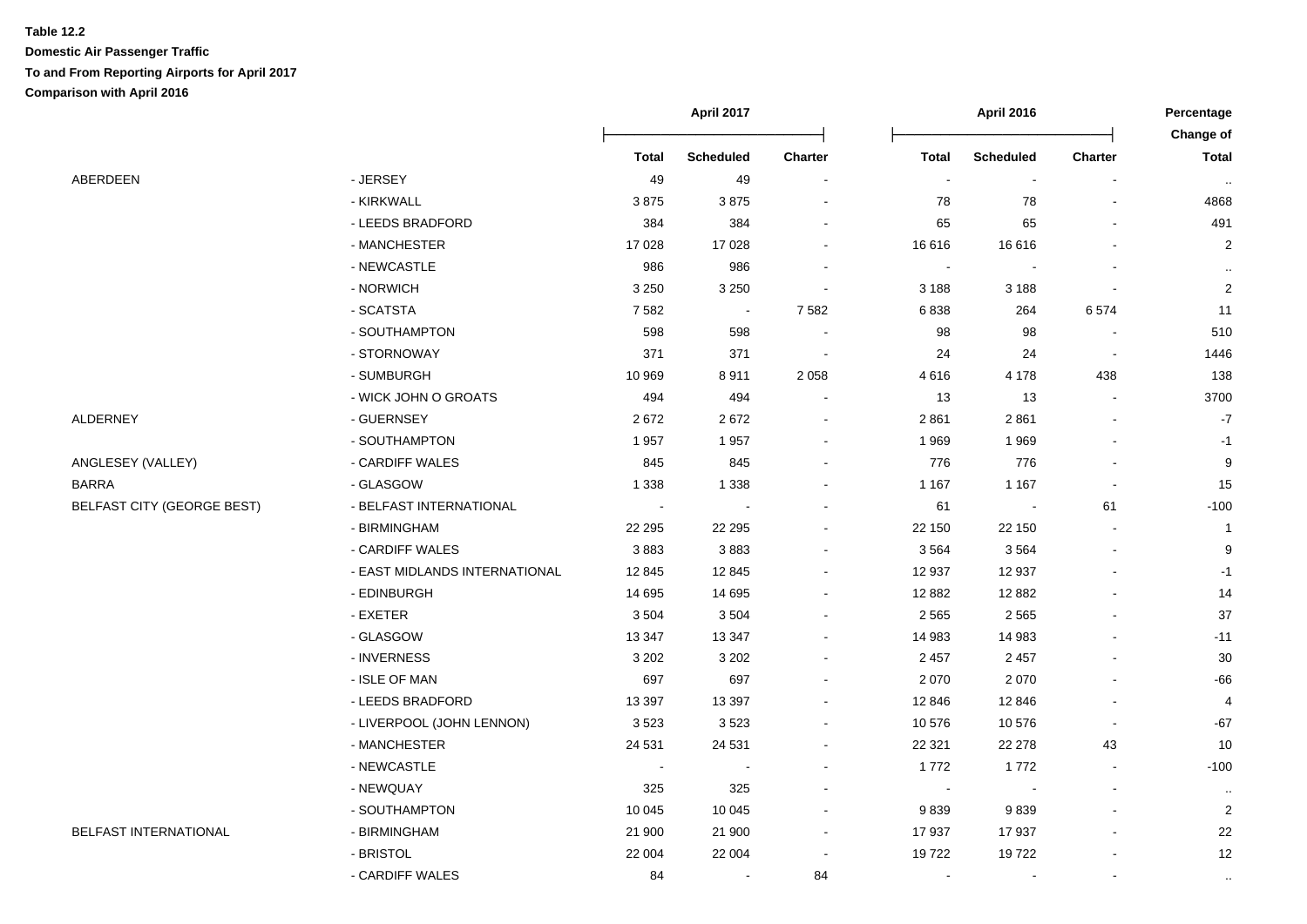**Table 12.2**
**Domestic Air Passenger Traffic**
**To and From Reporting Airports for April 2017**
**Comparison with April 2016**

| | | April 2017 | | | April 2016 | | | Percentage Change of |
|---|---|---|---|---|---|---|---|---|
| | | **Total** | **Scheduled** | **Charter** | **Total** | **Scheduled** | **Charter** | **Total** |
| ABERDEEN | - JERSEY | 49 | 49 | - | - | - | - | .. |
| | - KIRKWALL | 3 875 | 3 875 | - | 78 | 78 | - | 4868 |
| | - LEEDS BRADFORD | 384 | 384 | - | 65 | 65 | - | 491 |
| | - MANCHESTER | 17 028 | 17 028 | - | 16 616 | 16 616 | - | 2 |
| | - NEWCASTLE | 986 | 986 | - | - | - | - | .. |
| | - NORWICH | 3 250 | 3 250 | - | 3 188 | 3 188 | - | 2 |
| | - SCATSTA | 7 582 | - | 7 582 | 6 838 | 264 | 6 574 | 11 |
| | - SOUTHAMPTON | 598 | 598 | - | 98 | 98 | - | 510 |
| | - STORNOWAY | 371 | 371 | - | 24 | 24 | - | 1446 |
| | - SUMBURGH | 10 969 | 8 911 | 2 058 | 4 616 | 4 178 | 438 | 138 |
| | - WICK JOHN O GROATS | 494 | 494 | - | 13 | 13 | - | 3700 |
| ALDERNEY | - GUERNSEY | 2 672 | 2 672 | - | 2 861 | 2 861 | - | -7 |
| | - SOUTHAMPTON | 1 957 | 1 957 | - | 1 969 | 1 969 | - | -1 |
| ANGLESEY (VALLEY) | - CARDIFF WALES | 845 | 845 | - | 776 | 776 | - | 9 |
| BARRA | - GLASGOW | 1 338 | 1 338 | - | 1 167 | 1 167 | - | 15 |
| BELFAST CITY (GEORGE BEST) | - BELFAST INTERNATIONAL | - | - | - | 61 | - | 61 | -100 |
| | - BIRMINGHAM | 22 295 | 22 295 | - | 22 150 | 22 150 | - | 1 |
| | - CARDIFF WALES | 3 883 | 3 883 | - | 3 564 | 3 564 | - | 9 |
| | - EAST MIDLANDS INTERNATIONAL | 12 845 | 12 845 | - | 12 937 | 12 937 | - | -1 |
| | - EDINBURGH | 14 695 | 14 695 | - | 12 882 | 12 882 | - | 14 |
| | - EXETER | 3 504 | 3 504 | - | 2 565 | 2 565 | - | 37 |
| | - GLASGOW | 13 347 | 13 347 | - | 14 983 | 14 983 | - | -11 |
| | - INVERNESS | 3 202 | 3 202 | - | 2 457 | 2 457 | - | 30 |
| | - ISLE OF MAN | 697 | 697 | - | 2 070 | 2 070 | - | -66 |
| | - LEEDS BRADFORD | 13 397 | 13 397 | - | 12 846 | 12 846 | - | 4 |
| | - LIVERPOOL (JOHN LENNON) | 3 523 | 3 523 | - | 10 576 | 10 576 | - | -67 |
| | - MANCHESTER | 24 531 | 24 531 | - | 22 321 | 22 278 | 43 | 10 |
| | - NEWCASTLE | - | - | - | 1 772 | 1 772 | - | -100 |
| | - NEWQUAY | 325 | 325 | - | - | - | - | .. |
| | - SOUTHAMPTON | 10 045 | 10 045 | - | 9 839 | 9 839 | - | 2 |
| BELFAST INTERNATIONAL | - BIRMINGHAM | 21 900 | 21 900 | - | 17 937 | 17 937 | - | 22 |
| | - BRISTOL | 22 004 | 22 004 | - | 19 722 | 19 722 | - | 12 |
| | - CARDIFF WALES | 84 | - | 84 | - | - | - | .. |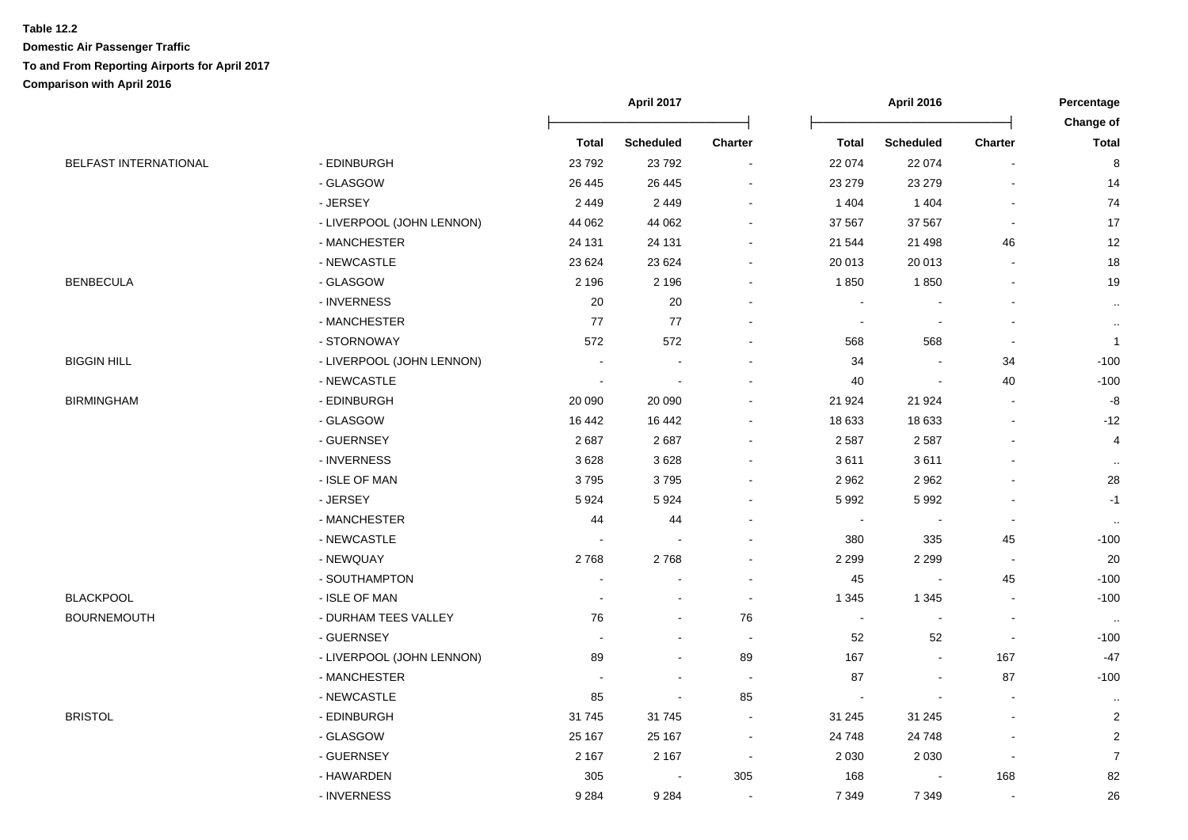**Table 12.2**

**Domestic Air Passenger Traffic**

**To and From Reporting Airports for April 2017**

**Comparison with April 2016**

| | | April 2017 | | | April 2016 | | | Percentage Change of |
|---|---|---|---|---|---|---|---|---|
| | | **Total** | **Scheduled** | **Charter** | **Total** | **Scheduled** | **Charter** | **Total** |
| BELFAST INTERNATIONAL | - EDINBURGH | 23 792 | 23 792 | - | 22 074 | 22 074 | - | 8 |
| | - GLASGOW | 26 445 | 26 445 | - | 23 279 | 23 279 | - | 14 |
| | - JERSEY | 2 449 | 2 449 | - | 1 404 | 1 404 | - | 74 |
| | - LIVERPOOL (JOHN LENNON) | 44 062 | 44 062 | - | 37 567 | 37 567 | - | 17 |
| | - MANCHESTER | 24 131 | 24 131 | - | 21 544 | 21 498 | 46 | 12 |
| | - NEWCASTLE | 23 624 | 23 624 | - | 20 013 | 20 013 | - | 18 |
| BENBECULA | - GLASGOW | 2 196 | 2 196 | - | 1 850 | 1 850 | - | 19 |
| | - INVERNESS | 20 | 20 | - | - | - | - | .. |
| | - MANCHESTER | 77 | 77 | - | - | - | - | .. |
| | - STORNOWAY | 572 | 572 | - | 568 | 568 | - | 1 |
| BIGGIN HILL | - LIVERPOOL (JOHN LENNON) | - | - | - | 34 | - | 34 | -100 |
| | - NEWCASTLE | - | - | - | 40 | - | 40 | -100 |
| BIRMINGHAM | - EDINBURGH | 20 090 | 20 090 | - | 21 924 | 21 924 | - | -8 |
| | - GLASGOW | 16 442 | 16 442 | - | 18 633 | 18 633 | - | -12 |
| | - GUERNSEY | 2 687 | 2 687 | - | 2 587 | 2 587 | - | 4 |
| | - INVERNESS | 3 628 | 3 628 | - | 3 611 | 3 611 | - | .. |
| | - ISLE OF MAN | 3 795 | 3 795 | - | 2 962 | 2 962 | - | 28 |
| | - JERSEY | 5 924 | 5 924 | - | 5 992 | 5 992 | - | -1 |
| | - MANCHESTER | 44 | 44 | - | - | - | - | .. |
| | - NEWCASTLE | - | - | - | 380 | 335 | 45 | -100 |
| | - NEWQUAY | 2 768 | 2 768 | - | 2 299 | 2 299 | - | 20 |
| | - SOUTHAMPTON | - | - | - | 45 | - | 45 | -100 |
| BLACKPOOL | - ISLE OF MAN | - | - | - | 1 345 | 1 345 | - | -100 |
| BOURNEMOUTH | - DURHAM TEES VALLEY | 76 | - | 76 | - | - | - | .. |
| | - GUERNSEY | - | - | - | 52 | 52 | - | -100 |
| | - LIVERPOOL (JOHN LENNON) | 89 | - | 89 | 167 | - | 167 | -47 |
| | - MANCHESTER | - | - | - | 87 | - | 87 | -100 |
| | - NEWCASTLE | 85 | - | 85 | - | - | - | .. |
| BRISTOL | - EDINBURGH | 31 745 | 31 745 | - | 31 245 | 31 245 | - | 2 |
| | - GLASGOW | 25 167 | 25 167 | - | 24 748 | 24 748 | - | 2 |
| | - GUERNSEY | 2 167 | 2 167 | - | 2 030 | 2 030 | - | 7 |
| | - HAWARDEN | 305 | - | 305 | 168 | - | 168 | 82 |
| | - INVERNESS | 9 284 | 9 284 | - | 7 349 | 7 349 | - | 26 |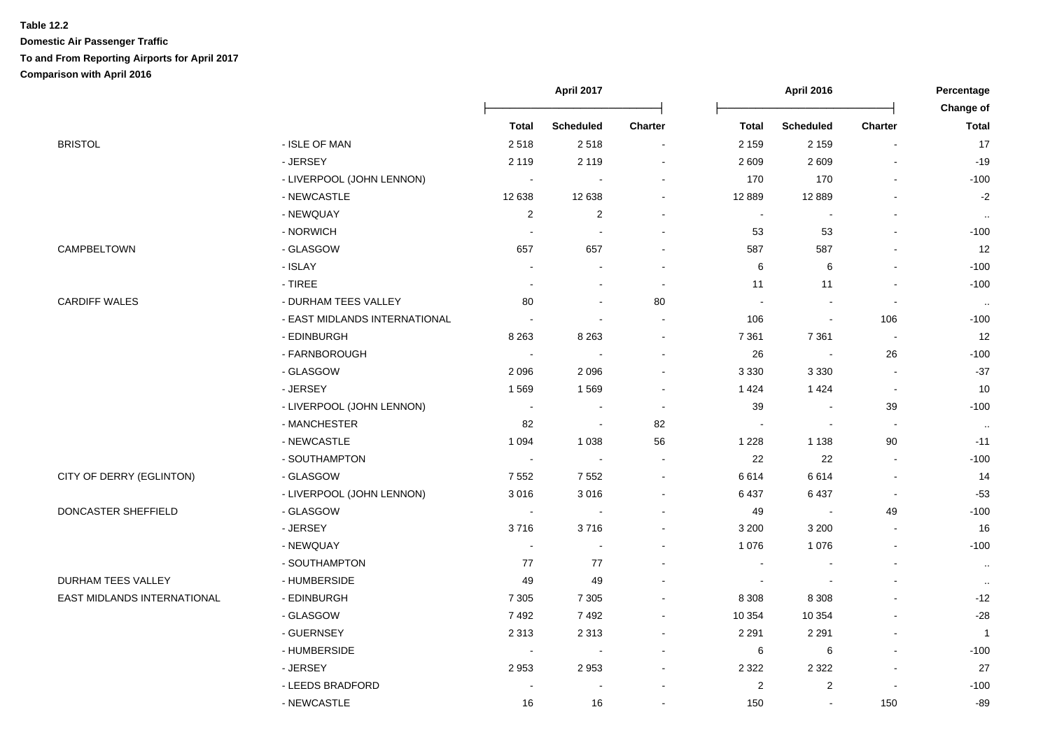**Table 12.2**

**Domestic Air Passenger Traffic**

**To and From Reporting Airports for April 2017**

**Comparison with April 2016**

| | | April 2017 | | | April 2016 | | | Percentage Change of |
|---|---|---|---|---|---|---|---|---|
| | | Total | Scheduled | Charter | Total | Scheduled | Charter | Total |
| BRISTOL | - ISLE OF MAN | 2 518 | 2 518 | - | 2 159 | 2 159 | - | 17 |
| | - JERSEY | 2 119 | 2 119 | - | 2 609 | 2 609 | - | -19 |
| | - LIVERPOOL (JOHN LENNON) | - | - | - | 170 | 170 | - | -100 |
| | - NEWCASTLE | 12 638 | 12 638 | - | 12 889 | 12 889 | - | -2 |
| | - NEWQUAY | 2 | 2 | - | - | - | - | .. |
| | - NORWICH | - | - | - | 53 | 53 | - | -100 |
| CAMPBELTOWN | - GLASGOW | 657 | 657 | - | 587 | 587 | - | 12 |
| | - ISLAY | - | - | - | 6 | 6 | - | -100 |
| | - TIREE | - | - | - | 11 | 11 | - | -100 |
| CARDIFF WALES | - DURHAM TEES VALLEY | 80 | - | 80 | - | - | - | .. |
| | - EAST MIDLANDS INTERNATIONAL | - | - | - | 106 | - | 106 | -100 |
| | - EDINBURGH | 8 263 | 8 263 | - | 7 361 | 7 361 | - | 12 |
| | - FARNBOROUGH | - | - | - | 26 | - | 26 | -100 |
| | - GLASGOW | 2 096 | 2 096 | - | 3 330 | 3 330 | - | -37 |
| | - JERSEY | 1 569 | 1 569 | - | 1 424 | 1 424 | - | 10 |
| | - LIVERPOOL (JOHN LENNON) | - | - | - | 39 | - | 39 | -100 |
| | - MANCHESTER | 82 | - | 82 | - | - | - | .. |
| | - NEWCASTLE | 1 094 | 1 038 | 56 | 1 228 | 1 138 | 90 | -11 |
| | - SOUTHAMPTON | - | - | - | 22 | 22 | - | -100 |
| CITY OF DERRY (EGLINTON) | - GLASGOW | 7 552 | 7 552 | - | 6 614 | 6 614 | - | 14 |
| | - LIVERPOOL (JOHN LENNON) | 3 016 | 3 016 | - | 6 437 | 6 437 | - | -53 |
| DONCASTER SHEFFIELD | - GLASGOW | - | - | - | 49 | - | 49 | -100 |
| | - JERSEY | 3 716 | 3 716 | - | 3 200 | 3 200 | - | 16 |
| | - NEWQUAY | - | - | - | 1 076 | 1 076 | - | -100 |
| | - SOUTHAMPTON | 77 | 77 | - | - | - | - | .. |
| DURHAM TEES VALLEY | - HUMBERSIDE | 49 | 49 | - | - | - | - | .. |
| EAST MIDLANDS INTERNATIONAL | - EDINBURGH | 7 305 | 7 305 | - | 8 308 | 8 308 | - | -12 |
| | - GLASGOW | 7 492 | 7 492 | - | 10 354 | 10 354 | - | -28 |
| | - GUERNSEY | 2 313 | 2 313 | - | 2 291 | 2 291 | - | 1 |
| | - HUMBERSIDE | - | - | - | 6 | 6 | - | -100 |
| | - JERSEY | 2 953 | 2 953 | - | 2 322 | 2 322 | - | 27 |
| | - LEEDS BRADFORD | - | - | - | 2 | 2 | - | -100 |
| | - NEWCASTLE | 16 | 16 | - | 150 | - | 150 | -89 |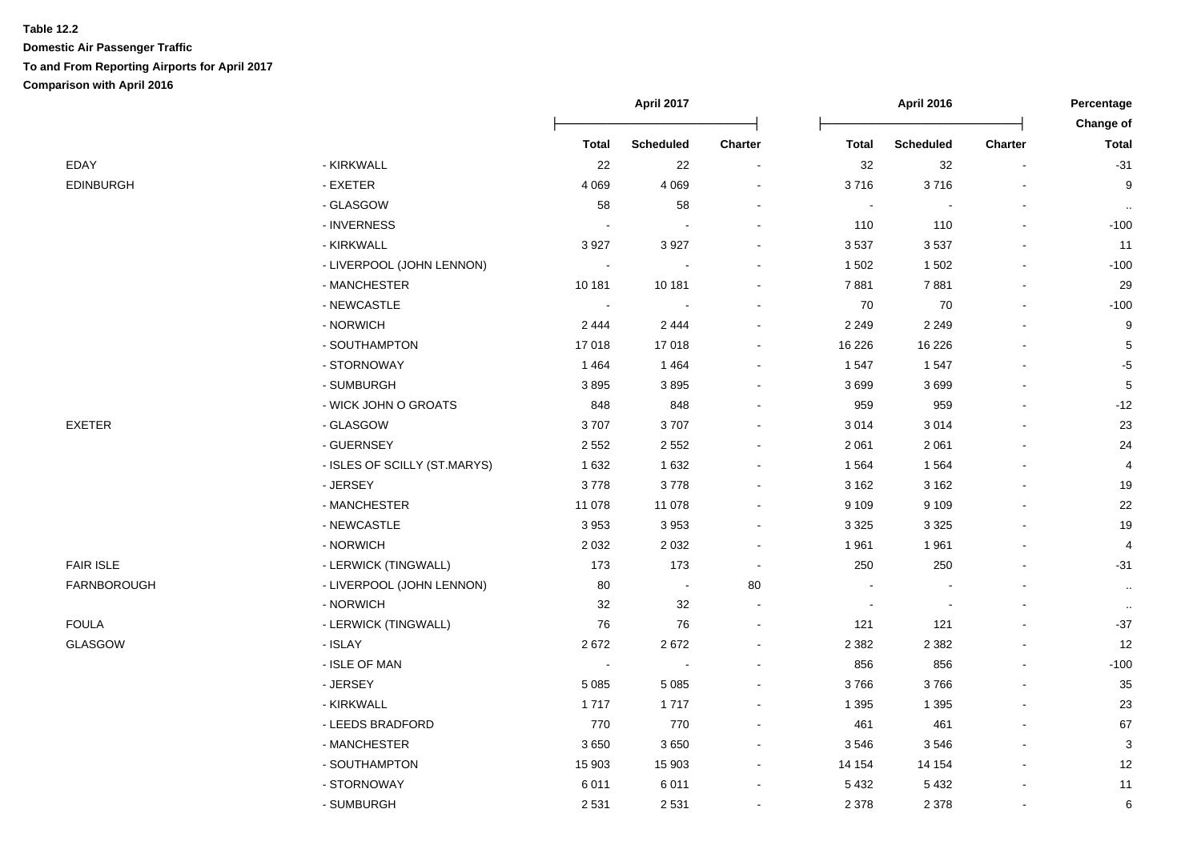**Table 12.2**

**Domestic Air Passenger Traffic**

**To and From Reporting Airports for April 2017**

**Comparison with April 2016**

| | | April 2017 | | | April 2016 | | | Percentage Change of |
|---|---|---|---|---|---|---|---|---|
| | | **Total** | **Scheduled** | **Charter** | **Total** | **Scheduled** | **Charter** | **Total** |
| EDAY | - KIRKWALL | 22 | 22 | - | 32 | 32 | - | -31 |
| EDINBURGH | - EXETER | 4 069 | 4 069 | - | 3 716 | 3 716 | - | 9 |
| | - GLASGOW | 58 | 58 | - | - | - | - | .. |
| | - INVERNESS | - | - | - | 110 | 110 | - | -100 |
| | - KIRKWALL | 3 927 | 3 927 | - | 3 537 | 3 537 | - | 11 |
| | - LIVERPOOL (JOHN LENNON) | - | - | - | 1 502 | 1 502 | - | -100 |
| | - MANCHESTER | 10 181 | 10 181 | - | 7 881 | 7 881 | - | 29 |
| | - NEWCASTLE | - | - | - | 70 | 70 | - | -100 |
| | - NORWICH | 2 444 | 2 444 | - | 2 249 | 2 249 | - | 9 |
| | - SOUTHAMPTON | 17 018 | 17 018 | - | 16 226 | 16 226 | - | 5 |
| | - STORNOWAY | 1 464 | 1 464 | - | 1 547 | 1 547 | - | -5 |
| | - SUMBURGH | 3 895 | 3 895 | - | 3 699 | 3 699 | - | 5 |
| | - WICK JOHN O GROATS | 848 | 848 | - | 959 | 959 | - | -12 |
| EXETER | - GLASGOW | 3 707 | 3 707 | - | 3 014 | 3 014 | - | 23 |
| | - GUERNSEY | 2 552 | 2 552 | - | 2 061 | 2 061 | - | 24 |
| | - ISLES OF SCILLY (ST.MARYS) | 1 632 | 1 632 | - | 1 564 | 1 564 | - | 4 |
| | - JERSEY | 3 778 | 3 778 | - | 3 162 | 3 162 | - | 19 |
| | - MANCHESTER | 11 078 | 11 078 | - | 9 109 | 9 109 | - | 22 |
| | - NEWCASTLE | 3 953 | 3 953 | - | 3 325 | 3 325 | - | 19 |
| | - NORWICH | 2 032 | 2 032 | - | 1 961 | 1 961 | - | 4 |
| FAIR ISLE | - LERWICK (TINGWALL) | 173 | 173 | - | 250 | 250 | - | -31 |
| FARNBOROUGH | - LIVERPOOL (JOHN LENNON) | 80 | - | 80 | - | - | - | .. |
| | - NORWICH | 32 | 32 | - | - | - | - | .. |
| FOULA | - LERWICK (TINGWALL) | 76 | 76 | - | 121 | 121 | - | -37 |
| GLASGOW | - ISLAY | 2 672 | 2 672 | - | 2 382 | 2 382 | - | 12 |
| | - ISLE OF MAN | - | - | - | 856 | 856 | - | -100 |
| | - JERSEY | 5 085 | 5 085 | - | 3 766 | 3 766 | - | 35 |
| | - KIRKWALL | 1 717 | 1 717 | - | 1 395 | 1 395 | - | 23 |
| | - LEEDS BRADFORD | 770 | 770 | - | 461 | 461 | - | 67 |
| | - MANCHESTER | 3 650 | 3 650 | - | 3 546 | 3 546 | - | 3 |
| | - SOUTHAMPTON | 15 903 | 15 903 | - | 14 154 | 14 154 | - | 12 |
| | - STORNOWAY | 6 011 | 6 011 | - | 5 432 | 5 432 | - | 11 |
| | - SUMBURGH | 2 531 | 2 531 | - | 2 378 | 2 378 | - | 6 |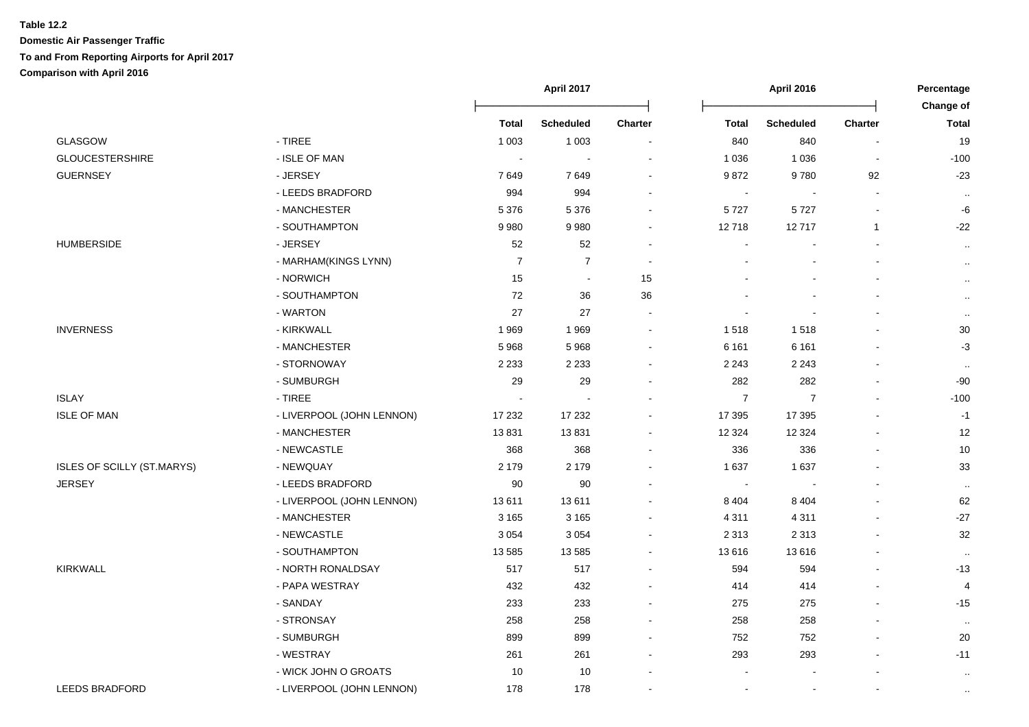**Table 12.2**

**Domestic Air Passenger Traffic**

**To and From Reporting Airports for April 2017**

**Comparison with April 2016**

| | | April 2017 | | | April 2016 | | | Percentage Change of |
|---|---|---|---|---|---|---|---|---|
| | | Total | Scheduled | Charter | Total | Scheduled | Charter | Total |
| GLASGOW | - TIREE | 1 003 | 1 003 | - | 840 | 840 | - | 19 |
| GLOUCESTERSHIRE | - ISLE OF MAN | - | - | - | 1 036 | 1 036 | - | -100 |
| GUERNSEY | - JERSEY | 7 649 | 7 649 | - | 9 872 | 9 780 | 92 | -23 |
| | - LEEDS BRADFORD | 994 | 994 | - | - | - | - | .. |
| | - MANCHESTER | 5 376 | 5 376 | - | 5 727 | 5 727 | - | -6 |
| | - SOUTHAMPTON | 9 980 | 9 980 | - | 12 718 | 12 717 | 1 | -22 |
| HUMBERSIDE | - JERSEY | 52 | 52 | - | - | - | - | .. |
| | - MARHAM(KINGS LYNN) | 7 | 7 | - | - | - | - | .. |
| | - NORWICH | 15 | - | 15 | - | - | - | .. |
| | - SOUTHAMPTON | 72 | 36 | 36 | - | - | - | .. |
| | - WARTON | 27 | 27 | - | - | - | - | .. |
| INVERNESS | - KIRKWALL | 1 969 | 1 969 | - | 1 518 | 1 518 | - | 30 |
| | - MANCHESTER | 5 968 | 5 968 | - | 6 161 | 6 161 | - | -3 |
| | - STORNOWAY | 2 233 | 2 233 | - | 2 243 | 2 243 | - | .. |
| | - SUMBURGH | 29 | 29 | - | 282 | 282 | - | -90 |
| ISLAY | - TIREE | - | - | - | 7 | 7 | - | -100 |
| ISLE OF MAN | - LIVERPOOL (JOHN LENNON) | 17 232 | 17 232 | - | 17 395 | 17 395 | - | -1 |
| | - MANCHESTER | 13 831 | 13 831 | - | 12 324 | 12 324 | - | 12 |
| | - NEWCASTLE | 368 | 368 | - | 336 | 336 | - | 10 |
| ISLES OF SCILLY (ST.MARYS) | - NEWQUAY | 2 179 | 2 179 | - | 1 637 | 1 637 | - | 33 |
| JERSEY | - LEEDS BRADFORD | 90 | 90 | - | - | - | - | .. |
| | - LIVERPOOL (JOHN LENNON) | 13 611 | 13 611 | - | 8 404 | 8 404 | - | 62 |
| | - MANCHESTER | 3 165 | 3 165 | - | 4 311 | 4 311 | - | -27 |
| | - NEWCASTLE | 3 054 | 3 054 | - | 2 313 | 2 313 | - | 32 |
| | - SOUTHAMPTON | 13 585 | 13 585 | - | 13 616 | 13 616 | - | .. |
| KIRKWALL | - NORTH RONALDSAY | 517 | 517 | - | 594 | 594 | - | -13 |
| | - PAPA WESTRAY | 432 | 432 | - | 414 | 414 | - | 4 |
| | - SANDAY | 233 | 233 | - | 275 | 275 | - | -15 |
| | - STRONSAY | 258 | 258 | - | 258 | 258 | - | .. |
| | - SUMBURGH | 899 | 899 | - | 752 | 752 | - | 20 |
| | - WESTRAY | 261 | 261 | - | 293 | 293 | - | -11 |
| | - WICK JOHN O GROATS | 10 | 10 | - | - | - | - | .. |
| LEEDS BRADFORD | - LIVERPOOL (JOHN LENNON) | 178 | 178 | - | - | - | - | .. |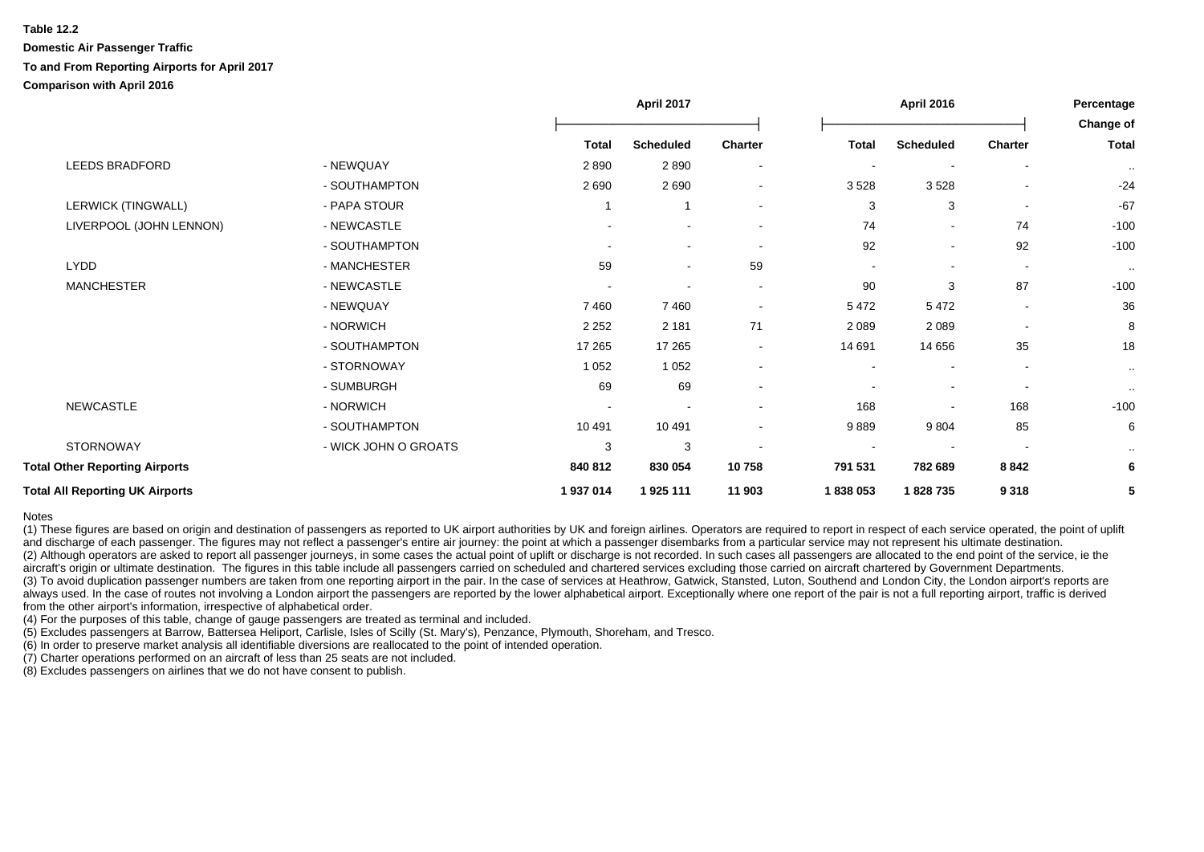**Table 12.2**

**Domestic Air Passenger Traffic**

**To and From Reporting Airports for April 2017**

**Comparison with April 2016**

| | | April 2017 | | | April 2016 | | | Percentage Change of |
|---|---|---|---|---|---|---|---|---|
| | | Total | Scheduled | Charter | Total | Scheduled | Charter | Total |
| LEEDS BRADFORD | - NEWQUAY | 2 890 | 2 890 | - | - | - | - | .. |
| | - SOUTHAMPTON | 2 690 | 2 690 | - | 3 528 | 3 528 | - | -24 |
| LERWICK (TINGWALL) | - PAPA STOUR | 1 | 1 | - | 3 | 3 | - | -67 |
| LIVERPOOL (JOHN LENNON) | - NEWCASTLE | - | - | - | 74 | - | 74 | -100 |
| | - SOUTHAMPTON | - | - | - | 92 | - | 92 | -100 |
| LYDD | - MANCHESTER | 59 | - | 59 | - | - | - | .. |
| MANCHESTER | - NEWCASTLE | - | - | - | 90 | 3 | 87 | -100 |
| | - NEWQUAY | 7 460 | 7 460 | - | 5 472 | 5 472 | - | 36 |
| | - NORWICH | 2 252 | 2 181 | 71 | 2 089 | 2 089 | - | 8 |
| | - SOUTHAMPTON | 17 265 | 17 265 | - | 14 691 | 14 656 | 35 | 18 |
| | - STORNOWAY | 1 052 | 1 052 | - | - | - | - | .. |
| | - SUMBURGH | 69 | 69 | - | - | - | - | .. |
| NEWCASTLE | - NORWICH | - | - | - | 168 | - | 168 | -100 |
| | - SOUTHAMPTON | 10 491 | 10 491 | - | 9 889 | 9 804 | 85 | 6 |
| STORNOWAY | - WICK JOHN O GROATS | 3 | 3 | - | - | - | - | .. |
| **Total Other Reporting Airports** | | **840 812** | **830 054** | **10 758** | **791 531** | **782 689** | **8 842** | **6** |
| **Total All Reporting UK Airports** | | **1 937 014** | **1 925 111** | **11 903** | **1 838 053** | **1 828 735** | **9 318** | **5** |

Notes

(1) These figures are based on origin and destination of passengers as reported to UK airport authorities by UK and foreign airlines. Operators are required to report in respect of each service operated, the point of uplift and discharge of each passenger. The figures may not reflect a passenger's entire air journey: the point at which a passenger disembarks from a particular service may not represent his ultimate destination.

(2) Although operators are asked to report all passenger journeys, in some cases the actual point of uplift or discharge is not recorded. In such cases all passengers are allocated to the end point of the service, ie the aircraft's origin or ultimate destination. The figures in this table include all passengers carried on scheduled and chartered services excluding those carried on aircraft chartered by Government Departments.

(3) To avoid duplication passenger numbers are taken from one reporting airport in the pair. In the case of services at Heathrow, Gatwick, Stansted, Luton, Southend and London City, the London airport's reports are always used. In the case of routes not involving a London airport the passengers are reported by the lower alphabetical airport. Exceptionally where one report of the pair is not a full reporting airport, traffic is derived from the other airport's information, irrespective of alphabetical order.

(4) For the purposes of this table, change of gauge passengers are treated as terminal and included.

(5) Excludes passengers at Barrow, Battersea Heliport, Carlisle, Isles of Scilly (St. Mary's), Penzance, Plymouth, Shoreham, and Tresco.

(6) In order to preserve market analysis all identifiable diversions are reallocated to the point of intended operation.

(7) Charter operations performed on an aircraft of less than 25 seats are not included.

(8) Excludes passengers on airlines that we do not have consent to publish.